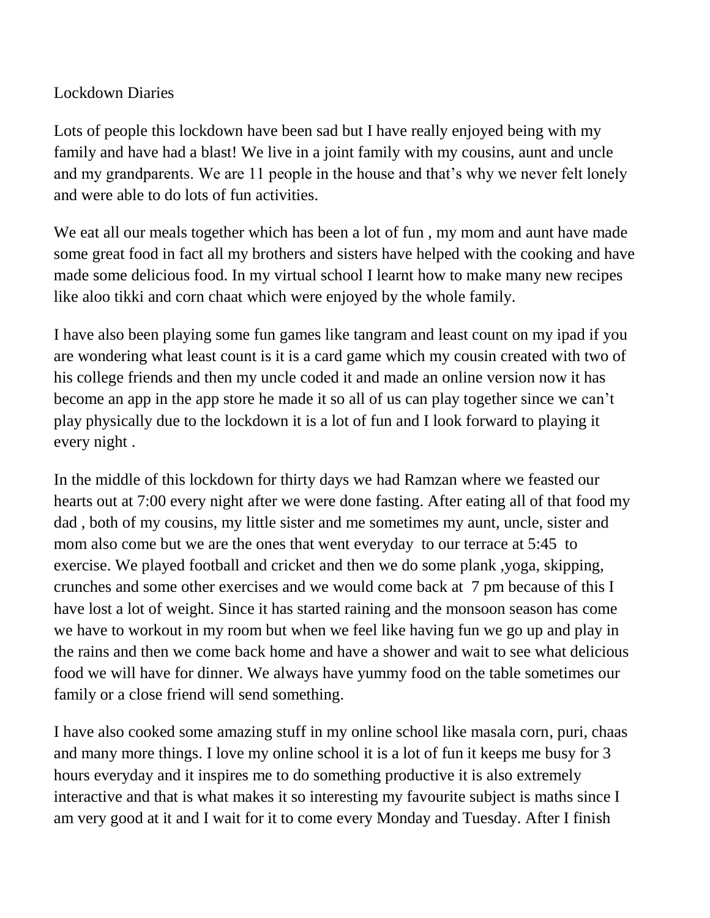Lockdown Diaries

Lots of people this lockdown have been sad but I have really enjoyed being with my family and have had a blast! We live in a joint family with my cousins, aunt and uncle and my grandparents. We are 11 people in the house and that's why we never felt lonely and were able to do lots of fun activities.

We eat all our meals together which has been a lot of fun , my mom and aunt have made some great food in fact all my brothers and sisters have helped with the cooking and have made some delicious food. In my virtual school I learnt how to make many new recipes like aloo tikki and corn chaat which were enjoyed by the whole family.

I have also been playing some fun games like tangram and least count on my ipad if you are wondering what least count is it is a card game which my cousin created with two of his college friends and then my uncle coded it and made an online version now it has become an app in the app store he made it so all of us can play together since we can't play physically due to the lockdown it is a lot of fun and I look forward to playing it every night .

In the middle of this lockdown for thirty days we had Ramzan where we feasted our hearts out at 7:00 every night after we were done fasting. After eating all of that food my dad , both of my cousins, my little sister and me sometimes my aunt, uncle, sister and mom also come but we are the ones that went everyday to our terrace at 5:45 to exercise. We played football and cricket and then we do some plank ,yoga, skipping, crunches and some other exercises and we would come back at 7 pm because of this I have lost a lot of weight. Since it has started raining and the monsoon season has come we have to workout in my room but when we feel like having fun we go up and play in the rains and then we come back home and have a shower and wait to see what delicious food we will have for dinner. We always have yummy food on the table sometimes our family or a close friend will send something.

I have also cooked some amazing stuff in my online school like masala corn, puri, chaas and many more things. I love my online school it is a lot of fun it keeps me busy for 3 hours everyday and it inspires me to do something productive it is also extremely interactive and that is what makes it so interesting my favourite subject is maths since I am very good at it and I wait for it to come every Monday and Tuesday. After I finish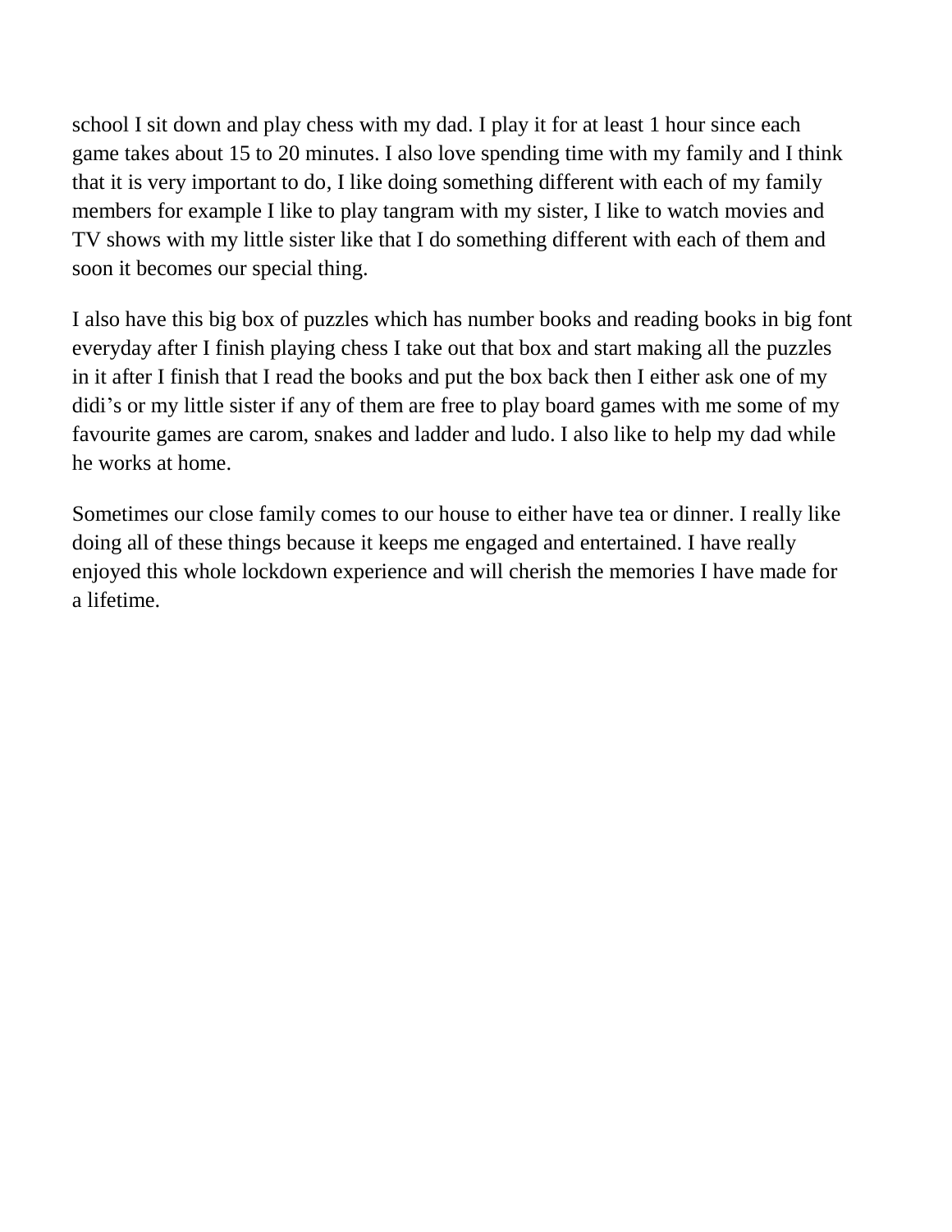school I sit down and play chess with my dad. I play it for at least 1 hour since each game takes about 15 to 20 minutes. I also love spending time with my family and I think that it is very important to do, I like doing something different with each of my family members for example I like to play tangram with my sister, I like to watch movies and TV shows with my little sister like that I do something different with each of them and soon it becomes our special thing.

I also have this big box of puzzles which has number books and reading books in big font everyday after I finish playing chess I take out that box and start making all the puzzles in it after I finish that I read the books and put the box back then I either ask one of my didi's or my little sister if any of them are free to play board games with me some of my favourite games are carom, snakes and ladder and ludo. I also like to help my dad while he works at home.

Sometimes our close family comes to our house to either have tea or dinner. I really like doing all of these things because it keeps me engaged and entertained. I have really enjoyed this whole lockdown experience and will cherish the memories I have made for a lifetime.